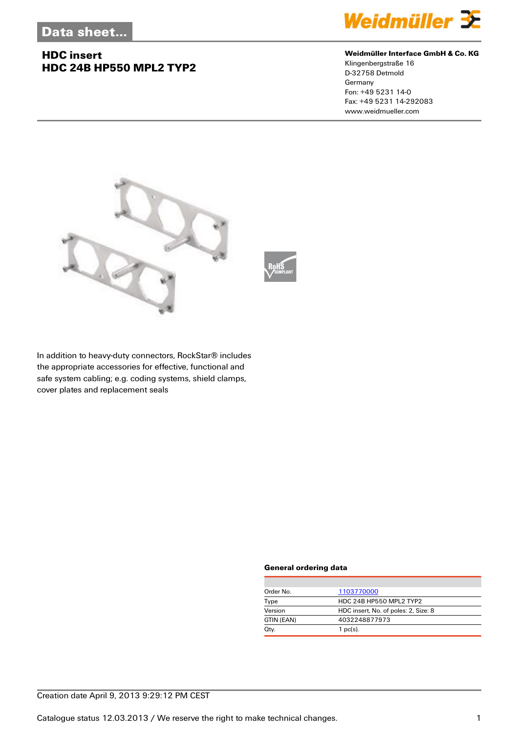# Data sheet...

## HDC insert
## HDC 24B HP550 MPL2 TYP2

**Weidmüller Interface GmbH & Co. KG**
Klingenbergstraße 16
D-32758 Detmold
Germany
Fon: +49 5231 14-0
Fax: +49 5231 14-292083
www.weidmueller.com

In addition to heavy-duty connectors, RockStar® includes the appropriate accessories for effective, functional and safe system cabling; e.g. coding systems, shield clamps, cover plates and replacement seals

### General ordering data

| | |
|---|---|
| Order No. | 1103770000 |
| Type | HDC 24B HP550 MPL2 TYP2 |
| Version | HDC insert, No. of poles: 2, Size: 8 |
| GTIN (EAN) | 4032248877973 |
| Qty. | 1 pc(s). |

Creation date April 9, 2013 9:29:12 PM CEST

Catalogue status 12.03.2013 / We reserve the right to make technical changes.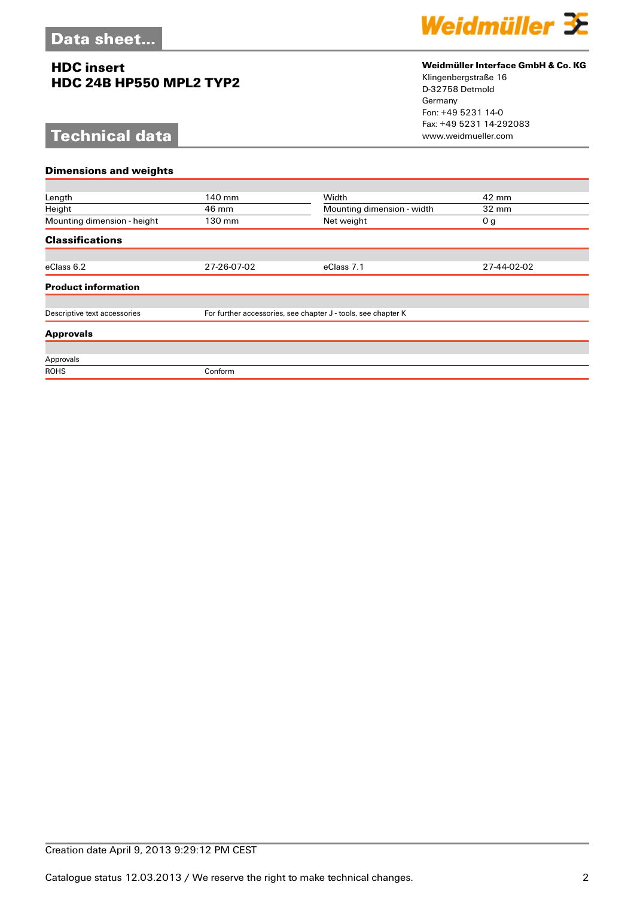# Data sheet...

## HDC insert
## HDC 24B HP550 MPL2 TYP2

**Weidmüller Interface GmbH & Co. KG**
Klingenbergstraße 16
D-32758 Detmold
Germany
Fon: +49 5231 14-0
Fax: +49 5231 14-292083
www.weidmueller.com

# Technical data

### Dimensions and weights

| | | | |
|---|---|---|---|
| Length | 140 mm | Width | 42 mm |
| Height | 46 mm | Mounting dimension - width | 32 mm |
| Mounting dimension - height | 130 mm | Net weight | 0 g |

### Classifications

| | | | |
|---|---|---|---|
| eClass 6.2 | 27-26-07-02 | eClass 7.1 | 27-44-02-02 |

### Product information

| | |
|---|---|
| Descriptive text accessories | For further accessories, see chapter J - tools, see chapter K |

### Approvals

| | |
|---|---|
| Approvals | |
| ROHS | Conform |

Creation date April 9, 2013 9:29:12 PM CEST

Catalogue status 12.03.2013 / We reserve the right to make technical changes.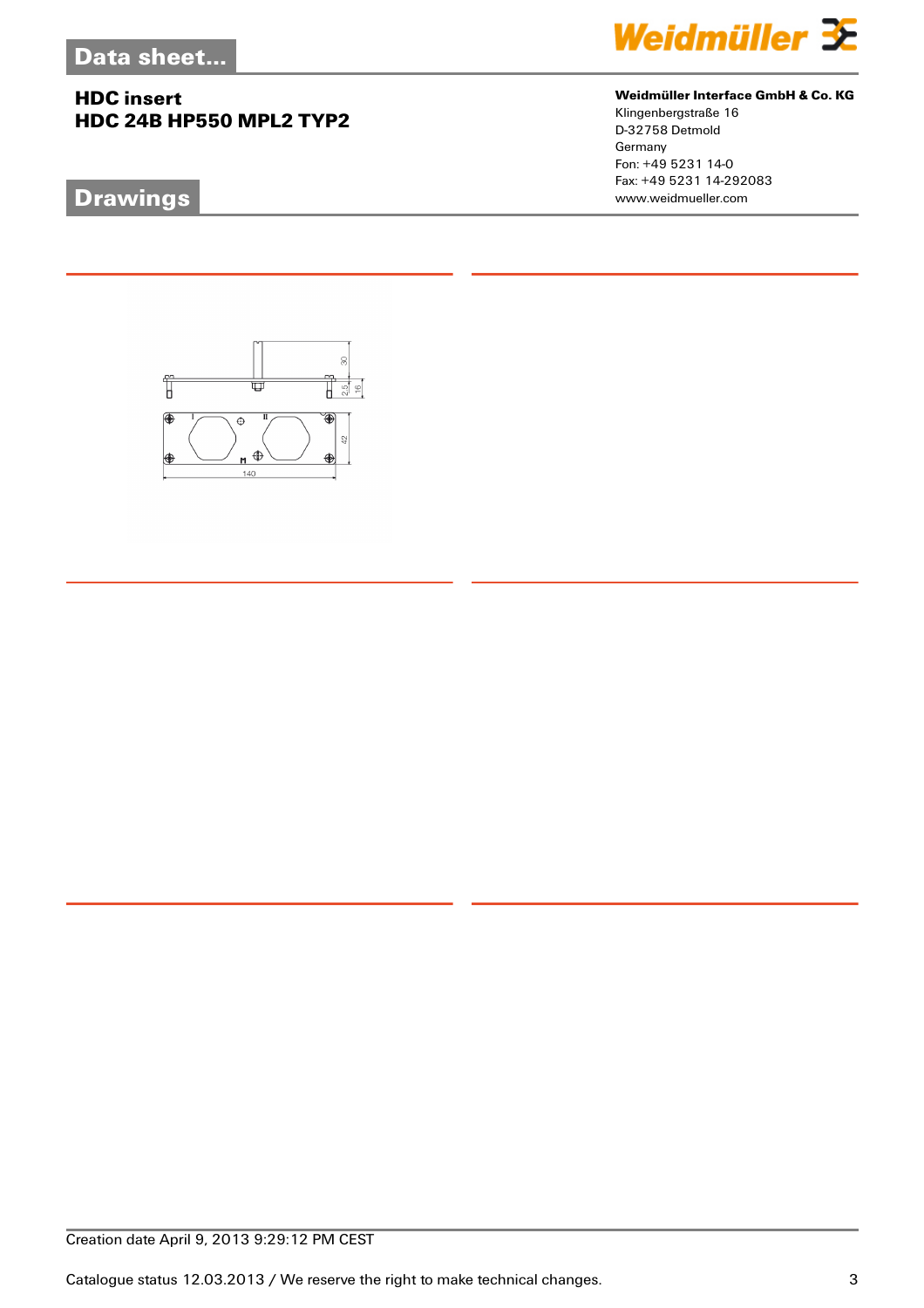## Data sheet...

**HDC insert**
**HDC 24B HP550 MPL2 TYP2**

**Weidmüller Interface GmbH & Co. KG**
Klingenbergstraße 16
D-32758 Detmold
Germany
Fon: +49 5231 14-0
Fax: +49 5231 14-292083
www.weidmueller.com

## Drawings

30
2.5
16
42
140
I
II

Creation date April 9, 2013 9:29:12 PM CEST

Catalogue status 12.03.2013 / We reserve the right to make technical changes.